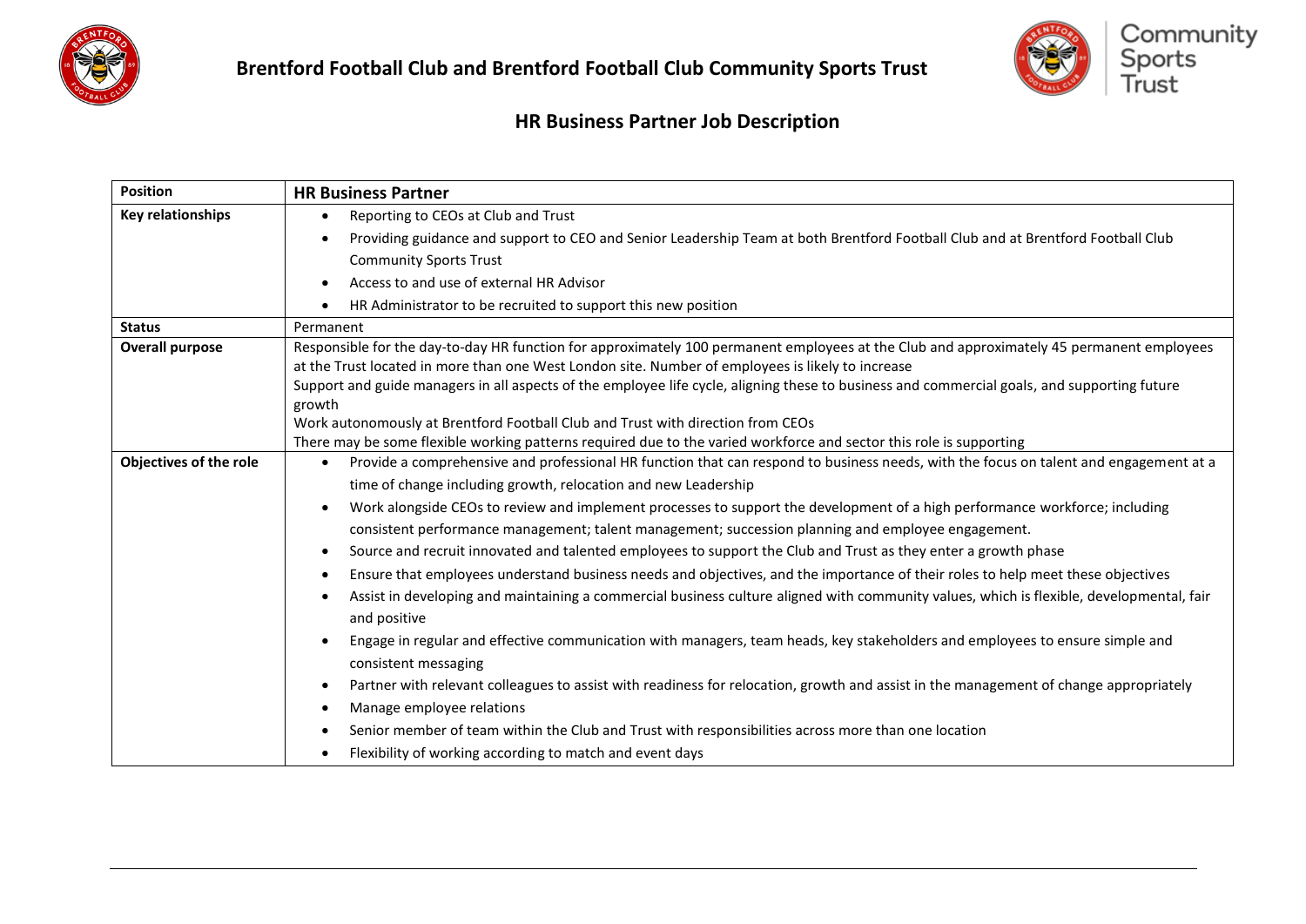# Brentford Football Club and Brentford Football Club Community Sports Trust

## HR Business Partner Job Description

| **Position** | **HR Business Partner** |
|---|---|
| **Key relationships** | • Reporting to CEOs at Club and Trust<br>• Providing guidance and support to CEO and Senior Leadership Team at both Brentford Football Club and at Brentford Football Club Community Sports Trust<br>• Access to and use of external HR Advisor<br>• HR Administrator to be recruited to support this new position |
| **Status** | Permanent |
| **Overall purpose** | Responsible for the day-to-day HR function for approximately 100 permanent employees at the Club and approximately 45 permanent employees at the Trust located in more than one West London site. Number of employees is likely to increase<br>Support and guide managers in all aspects of the employee life cycle, aligning these to business and commercial goals, and supporting future growth<br>Work autonomously at Brentford Football Club and Trust with direction from CEOs<br>There may be some flexible working patterns required due to the varied workforce and sector this role is supporting |
| **Objectives of the role** | • Provide a comprehensive and professional HR function that can respond to business needs, with the focus on talent and engagement at a time of change including growth, relocation and new Leadership<br>• Work alongside CEOs to review and implement processes to support the development of a high performance workforce; including consistent performance management; talent management; succession planning and employee engagement.<br>• Source and recruit innovated and talented employees to support the Club and Trust as they enter a growth phase<br>• Ensure that employees understand business needs and objectives, and the importance of their roles to help meet these objectives<br>• Assist in developing and maintaining a commercial business culture aligned with community values, which is flexible, developmental, fair and positive<br>• Engage in regular and effective communication with managers, team heads, key stakeholders and employees to ensure simple and consistent messaging<br>• Partner with relevant colleagues to assist with readiness for relocation, growth and assist in the management of change appropriately<br>• Manage employee relations<br>• Senior member of team within the Club and Trust with responsibilities across more than one location<br>• Flexibility of working according to match and event days |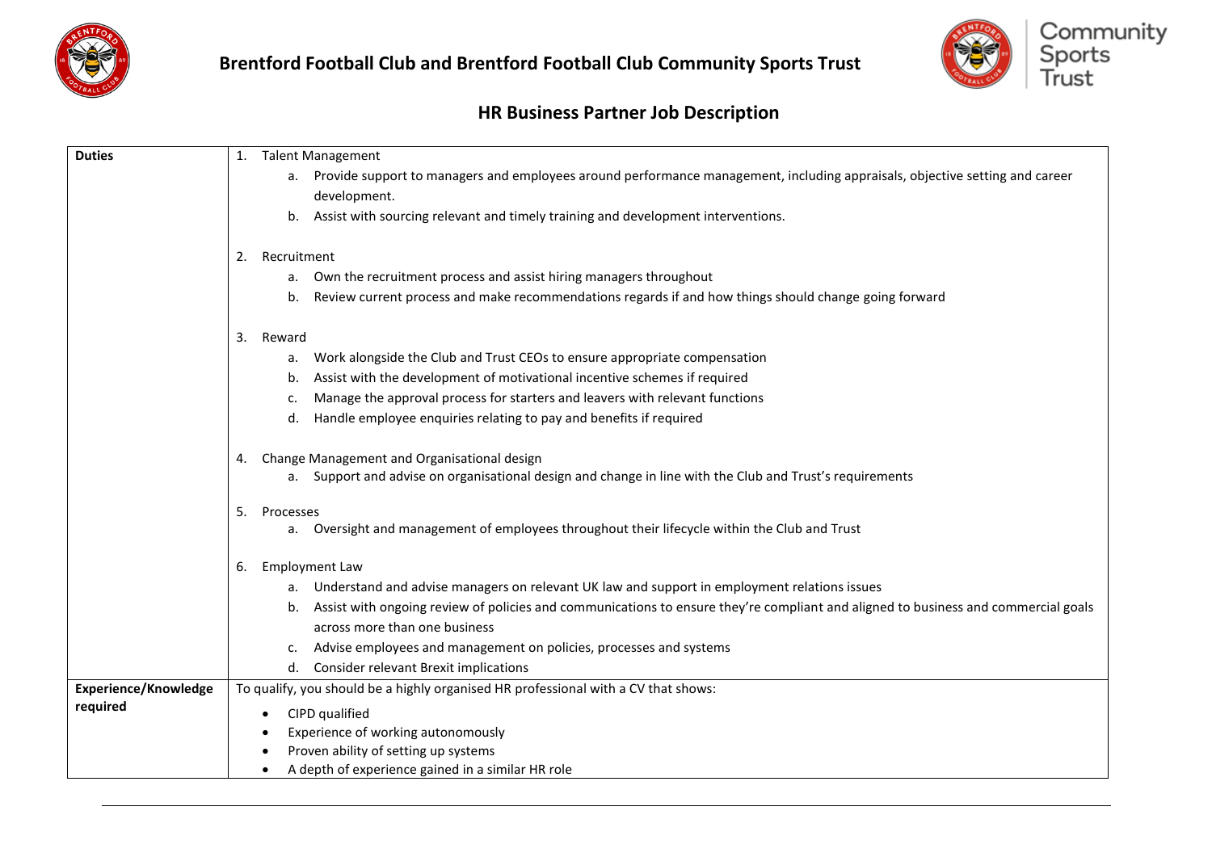# Brentford Football Club and Brentford Football Club Community Sports Trust

## HR Business Partner Job Description

| | |
|---|---|
| **Duties** | 1. Talent Management<br>a. Provide support to managers and employees around performance management, including appraisals, objective setting and career development.<br>b. Assist with sourcing relevant and timely training and development interventions.<br><br>2. Recruitment<br>a. Own the recruitment process and assist hiring managers throughout<br>b. Review current process and make recommendations regards if and how things should change going forward<br><br>3. Reward<br>a. Work alongside the Club and Trust CEOs to ensure appropriate compensation<br>b. Assist with the development of motivational incentive schemes if required<br>c. Manage the approval process for starters and leavers with relevant functions<br>d. Handle employee enquiries relating to pay and benefits if required<br><br>4. Change Management and Organisational design<br>a. Support and advise on organisational design and change in line with the Club and Trust's requirements<br><br>5. Processes<br>a. Oversight and management of employees throughout their lifecycle within the Club and Trust<br><br>6. Employment Law<br>a. Understand and advise managers on relevant UK law and support in employment relations issues<br>b. Assist with ongoing review of policies and communications to ensure they're compliant and aligned to business and commercial goals across more than one business<br>c. Advise employees and management on policies, processes and systems<br>d. Consider relevant Brexit implications |
| **Experience/Knowledge required** | To qualify, you should be a highly organised HR professional with a CV that shows:<br>• CIPD qualified<br>• Experience of working autonomously<br>• Proven ability of setting up systems<br>• A depth of experience gained in a similar HR role |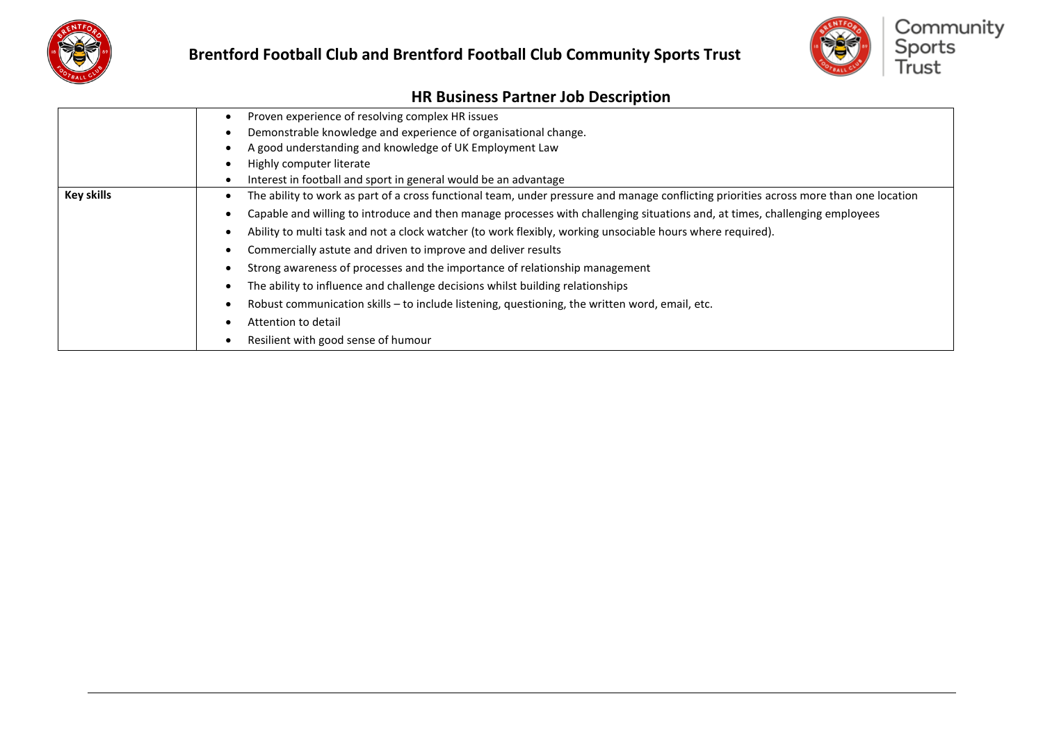| | |
|---|---|
| | • Proven experience of resolving complex HR issues<br>• Demonstrable knowledge and experience of organisational change.<br>• A good understanding and knowledge of UK Employment Law<br>• Highly computer literate<br>• Interest in football and sport in general would be an advantage |
| **Key skills** | • The ability to work as part of a cross functional team, under pressure and manage conflicting priorities across more than one location<br>• Capable and willing to introduce and then manage processes with challenging situations and, at times, challenging employees<br>• Ability to multi task and not a clock watcher (to work flexibly, working unsociable hours where required).<br>• Commercially astute and driven to improve and deliver results<br>• Strong awareness of processes and the importance of relationship management<br>• The ability to influence and challenge decisions whilst building relationships<br>• Robust communication skills – to include listening, questioning, the written word, email, etc.<br>• Attention to detail<br>• Resilient with good sense of humour |